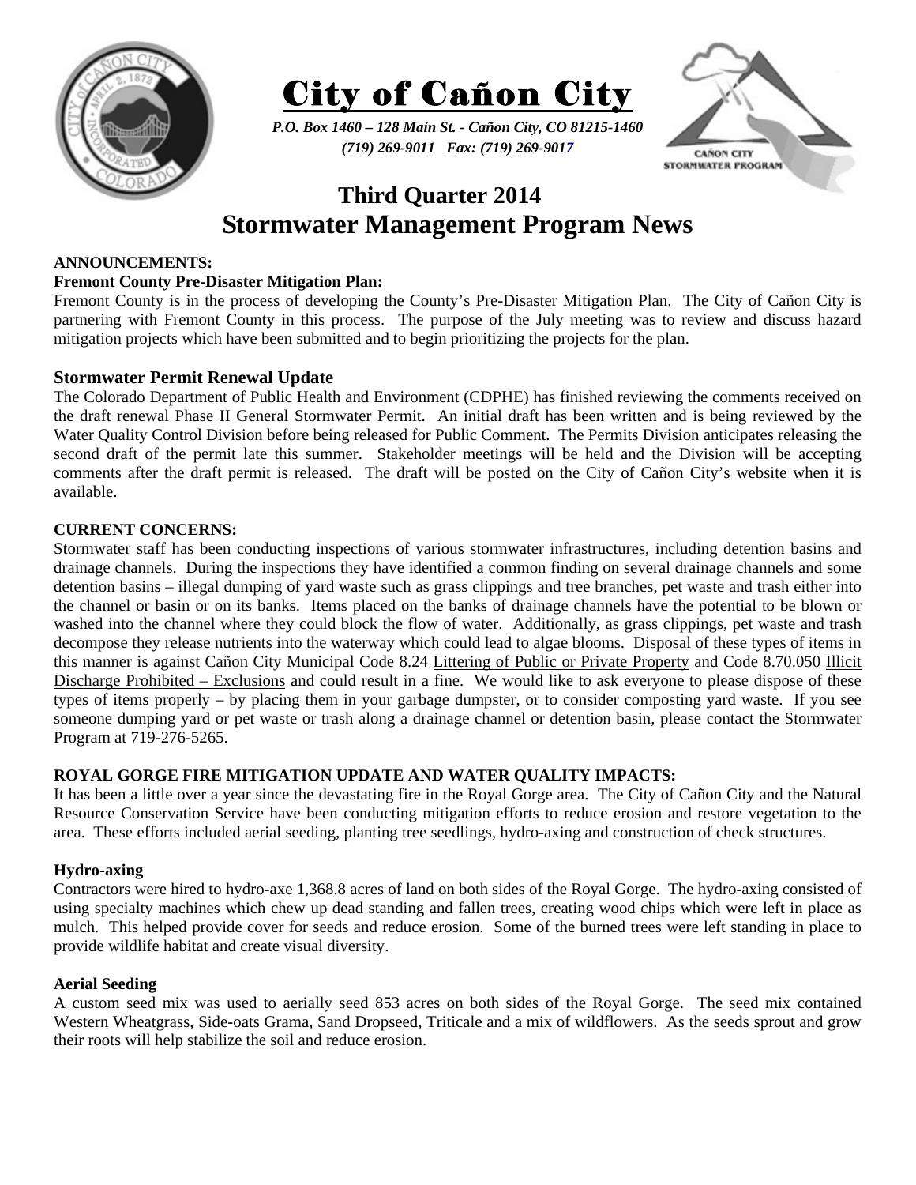# City of Cañon City

*P.O. Box 1460 – 128 Main St. - Cañon City, CO 81215-1460*
*(719) 269-9011 Fax: (719) 269-9017*

## Third Quarter 2014
## Stormwater Management Program News

**ANNOUNCEMENTS:**

**Fremont County Pre-Disaster Mitigation Plan:**

Fremont County is in the process of developing the County's Pre-Disaster Mitigation Plan. The City of Cañon City is partnering with Fremont County in this process. The purpose of the July meeting was to review and discuss hazard mitigation projects which have been submitted and to begin prioritizing the projects for the plan.

### Stormwater Permit Renewal Update

The Colorado Department of Public Health and Environment (CDPHE) has finished reviewing the comments received on the draft renewal Phase II General Stormwater Permit. An initial draft has been written and is being reviewed by the Water Quality Control Division before being released for Public Comment. The Permits Division anticipates releasing the second draft of the permit late this summer. Stakeholder meetings will be held and the Division will be accepting comments after the draft permit is released. The draft will be posted on the City of Cañon City's website when it is available.

**CURRENT CONCERNS:**

Stormwater staff has been conducting inspections of various stormwater infrastructures, including detention basins and drainage channels. During the inspections they have identified a common finding on several drainage channels and some detention basins – illegal dumping of yard waste such as grass clippings and tree branches, pet waste and trash either into the channel or basin or on its banks. Items placed on the banks of drainage channels have the potential to be blown or washed into the channel where they could block the flow of water. Additionally, as grass clippings, pet waste and trash decompose they release nutrients into the waterway which could lead to algae blooms. Disposal of these types of items in this manner is against Cañon City Municipal Code 8.24 Littering of Public or Private Property and Code 8.70.050 Illicit Discharge Prohibited – Exclusions and could result in a fine. We would like to ask everyone to please dispose of these types of items properly – by placing them in your garbage dumpster, or to consider composting yard waste. If you see someone dumping yard or pet waste or trash along a drainage channel or detention basin, please contact the Stormwater Program at 719-276-5265.

**ROYAL GORGE FIRE MITIGATION UPDATE AND WATER QUALITY IMPACTS:**

It has been a little over a year since the devastating fire in the Royal Gorge area. The City of Cañon City and the Natural Resource Conservation Service have been conducting mitigation efforts to reduce erosion and restore vegetation to the area. These efforts included aerial seeding, planting tree seedlings, hydro-axing and construction of check structures.

**Hydro-axing**

Contractors were hired to hydro-axe 1,368.8 acres of land on both sides of the Royal Gorge. The hydro-axing consisted of using specialty machines which chew up dead standing and fallen trees, creating wood chips which were left in place as mulch. This helped provide cover for seeds and reduce erosion. Some of the burned trees were left standing in place to provide wildlife habitat and create visual diversity.

**Aerial Seeding**

A custom seed mix was used to aerially seed 853 acres on both sides of the Royal Gorge. The seed mix contained Western Wheatgrass, Side-oats Grama, Sand Dropseed, Triticale and a mix of wildflowers. As the seeds sprout and grow their roots will help stabilize the soil and reduce erosion.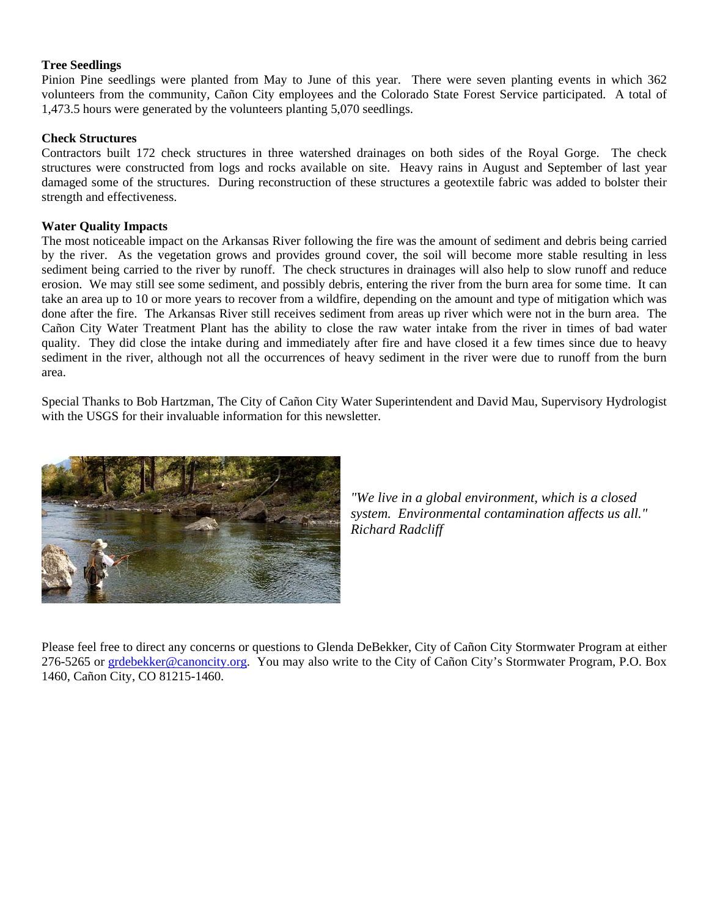**Tree Seedlings**
Pinion Pine seedlings were planted from May to June of this year. There were seven planting events in which 362 volunteers from the community, Cañon City employees and the Colorado State Forest Service participated. A total of 1,473.5 hours were generated by the volunteers planting 5,070 seedlings.

**Check Structures**
Contractors built 172 check structures in three watershed drainages on both sides of the Royal Gorge. The check structures were constructed from logs and rocks available on site. Heavy rains in August and September of last year damaged some of the structures. During reconstruction of these structures a geotextile fabric was added to bolster their strength and effectiveness.

**Water Quality Impacts**
The most noticeable impact on the Arkansas River following the fire was the amount of sediment and debris being carried by the river. As the vegetation grows and provides ground cover, the soil will become more stable resulting in less sediment being carried to the river by runoff. The check structures in drainages will also help to slow runoff and reduce erosion. We may still see some sediment, and possibly debris, entering the river from the burn area for some time. It can take an area up to 10 or more years to recover from a wildfire, depending on the amount and type of mitigation which was done after the fire. The Arkansas River still receives sediment from areas up river which were not in the burn area. The Cañon City Water Treatment Plant has the ability to close the raw water intake from the river in times of bad water quality. They did close the intake during and immediately after fire and have closed it a few times since due to heavy sediment in the river, although not all the occurrences of heavy sediment in the river were due to runoff from the burn area.

Special Thanks to Bob Hartzman, The City of Cañon City Water Superintendent and David Mau, Supervisory Hydrologist with the USGS for their invaluable information for this newsletter.

*"We live in a global environment, which is a closed system. Environmental contamination affects us all." Richard Radcliff*

Please feel free to direct any concerns or questions to Glenda DeBekker, City of Cañon City Stormwater Program at either 276-5265 or grdebekker@canoncity.org. You may also write to the City of Cañon City's Stormwater Program, P.O. Box 1460, Cañon City, CO 81215-1460.